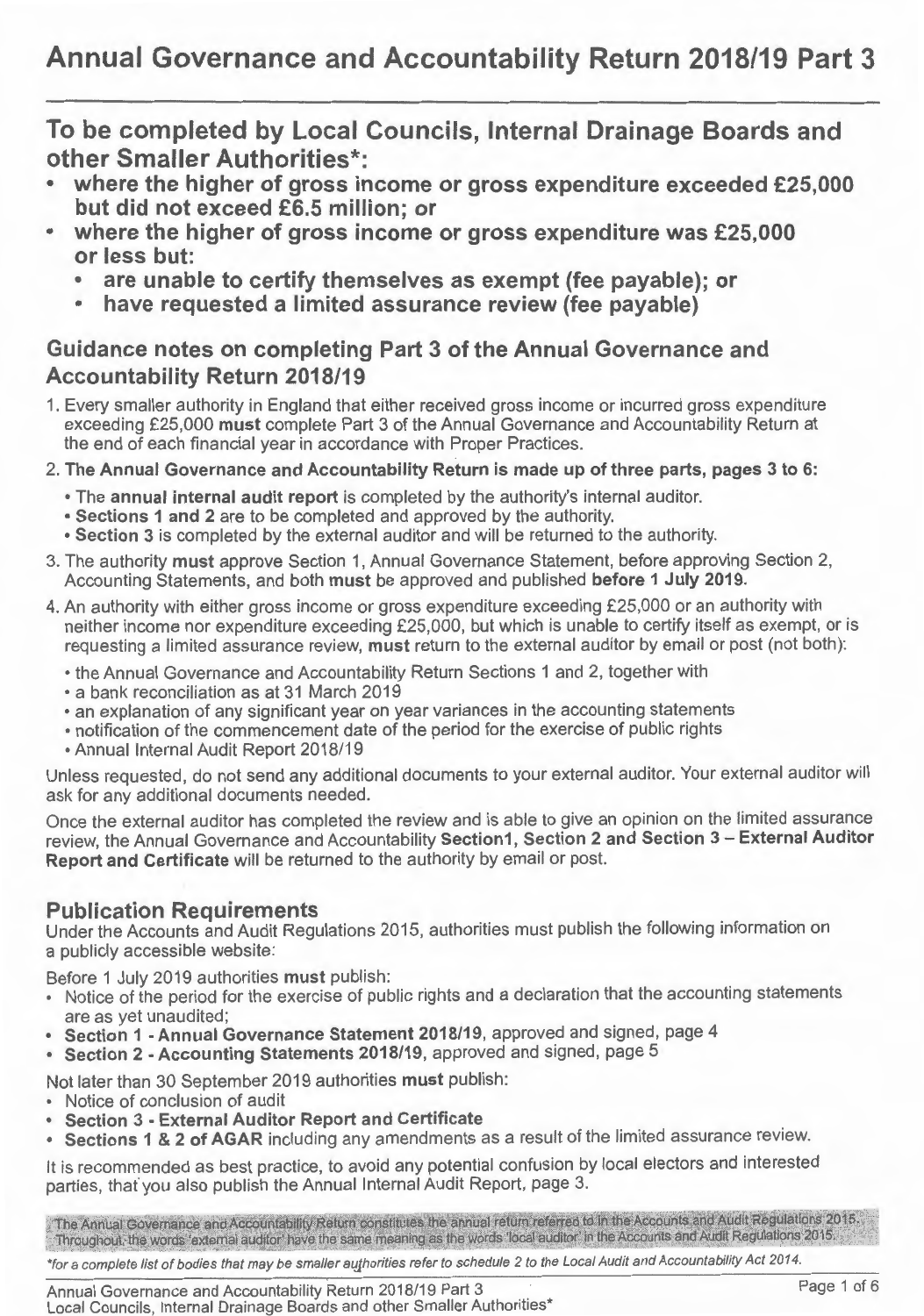# Annual Governance and Accountability Return 2018/19 Part 3

## To be completed by Local Councils, Internal Drainage Boards and other Smaller Authorities*:

- **where the higher of gross income or gross expenditure exceeded £25,000 but did not exceed £6.5 million; or**
- **where the higher of gross income or gross expenditure was £25,000 or less but:**
  - **are unable to certify themselves as exempt (fee payable); or**
  - **have requested a limited assurance review (fee payable)**

## Guidance notes on completing Part 3 of the Annual Governance and Accountability Return 2018/19

1. Every smaller authority in England that either received gross income or incurred gross expenditure exceeding £25,000 **must** complete Part 3 of the Annual Governance and Accountability Return at the end of each financial year in accordance with Proper Practices.
2. **The Annual Governance and Accountability Return is made up of three parts, pages 3 to 6:**
   - The **annual internal audit report** is completed by the authority's internal auditor.
   - **Sections 1 and 2** are to be completed and approved by the authority.
   - **Section 3** is completed by the external auditor and will be returned to the authority.
3. The authority **must** approve Section 1, Annual Governance Statement, before approving Section 2, Accounting Statements, and both **must** be approved and published **before 1 July 2019.**
4. An authority with either gross income or gross expenditure exceeding £25,000 or an authority with neither income nor expenditure exceeding £25,000, but which is unable to certify itself as exempt, or is requesting a limited assurance review, **must** return to the external auditor by email or post (not both):
   - the Annual Governance and Accountability Return Sections 1 and 2, together with
   - a bank reconciliation as at 31 March 2019
   - an explanation of any significant year on year variances in the accounting statements
   - notification of the commencement date of the period for the exercise of public rights
   - Annual Internal Audit Report 2018/19

Unless requested, do not send any additional documents to your external auditor. Your external auditor will ask for any additional documents needed.

Once the external auditor has completed the review and is able to give an opinion on the limited assurance review, the Annual Governance and Accountability **Section1, Section 2 and Section 3 – External Auditor Report and Certificate** will be returned to the authority by email or post.

## Publication Requirements

Under the Accounts and Audit Regulations 2015, authorities must publish the following information on a publicly accessible website:

Before 1 July 2019 authorities **must** publish:

- Notice of the period for the exercise of public rights and a declaration that the accounting statements are as yet unaudited;
- **Section 1 - Annual Governance Statement 2018/19**, approved and signed, page 4
- **Section 2 - Accounting Statements 2018/19**, approved and signed, page 5

Not later than 30 September 2019 authorities **must** publish:

- Notice of conclusion of audit
- **Section 3 - External Auditor Report and Certificate**
- **Sections 1 & 2 of AGAR** including any amendments as a result of the limited assurance review.

It is recommended as best practice, to avoid any potential confusion by local electors and interested parties, that you also publish the Annual Internal Audit Report, page 3.

The Annual Governance and Accountability Return constitutes the annual return referred to in the Accounts and Audit Regulations 2015. Throughout, the words 'external auditor' have the same meaning as the words 'local auditor' in the Accounts and Audit Regulations 2015.

*\*for a complete list of bodies that may be smaller authorities refer to schedule 2 to the Local Audit and Accountability Act 2014.*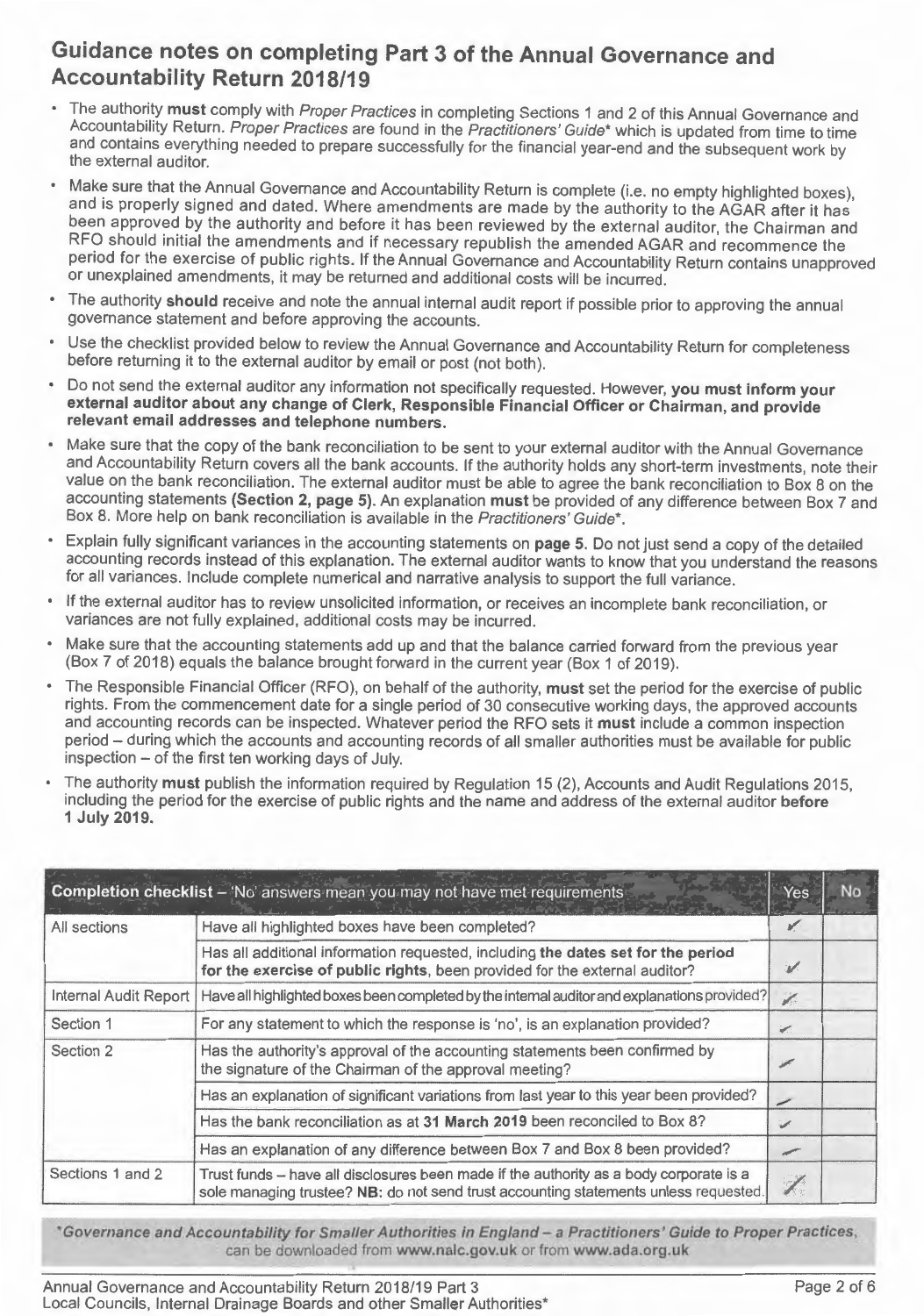## Guidance notes on completing Part 3 of the Annual Governance and Accountability Return 2018/19

- The authority **must** comply with *Proper Practices* in completing Sections 1 and 2 of this Annual Governance and Accountability Return. *Proper Practices* are found in the *Practitioners' Guide*\* which is updated from time to time and contains everything needed to prepare successfully for the financial year-end and the subsequent work by the external auditor.
- Make sure that the Annual Governance and Accountability Return is complete (i.e. no empty highlighted boxes), and is properly signed and dated. Where amendments are made by the authority to the AGAR after it has been approved by the authority and before it has been reviewed by the external auditor, the Chairman and RFO should initial the amendments and if necessary republish the amended AGAR and recommence the period for the exercise of public rights. If the Annual Governance and Accountability Return contains unapproved or unexplained amendments, it may be returned and additional costs will be incurred.
- The authority **should** receive and note the annual internal audit report if possible prior to approving the annual governance statement and before approving the accounts.
- Use the checklist provided below to review the Annual Governance and Accountability Return for completeness before returning it to the external auditor by email or post (not both).
- Do not send the external auditor any information not specifically requested. However, **you must inform your external auditor about any change of Clerk, Responsible Financial Officer or Chairman, and provide relevant email addresses and telephone numbers.**
- Make sure that the copy of the bank reconciliation to be sent to your external auditor with the Annual Governance and Accountability Return covers all the bank accounts. If the authority holds any short-term investments, note their value on the bank reconciliation. The external auditor must be able to agree the bank reconciliation to Box 8 on the accounting statements **(Section 2, page 5)**. An explanation **must** be provided of any difference between Box 7 and Box 8. More help on bank reconciliation is available in the *Practitioners' Guide*\*.
- Explain fully significant variances in the accounting statements on **page 5**. Do not just send a copy of the detailed accounting records instead of this explanation. The external auditor wants to know that you understand the reasons for all variances. Include complete numerical and narrative analysis to support the full variance.
- If the external auditor has to review unsolicited information, or receives an incomplete bank reconciliation, or variances are not fully explained, additional costs may be incurred.
- Make sure that the accounting statements add up and that the balance carried forward from the previous year (Box 7 of 2018) equals the balance brought forward in the current year (Box 1 of 2019).
- The Responsible Financial Officer (RFO), on behalf of the authority, **must** set the period for the exercise of public rights. From the commencement date for a single period of 30 consecutive working days, the approved accounts and accounting records can be inspected. Whatever period the RFO sets it **must** include a common inspection period – during which the accounts and accounting records of all smaller authorities must be available for public inspection – of the first ten working days of July.
- The authority **must** publish the information required by Regulation 15 (2), Accounts and Audit Regulations 2015, including the period for the exercise of public rights and the name and address of the external auditor **before 1 July 2019.**

| Completion checklist – 'No' answers mean you may not have met requirements | | Yes | No |
|---|---|---|---|
| All sections | Have all highlighted boxes have been completed? | ✓ | |
| | Has all additional information requested, including **the dates set for the period for the exercise of public rights**, been provided for the external auditor? | ✓ | |
| Internal Audit Report | Have all highlighted boxes been completed by the internal auditor and explanations provided? | ✓ | |
| Section 1 | For any statement to which the response is 'no', is an explanation provided? | ✓ | |
| Section 2 | Has the authority's approval of the accounting statements been confirmed by the signature of the Chairman of the approval meeting? | ✓ | |
| | Has an explanation of significant variations from last year to this year been provided? | ✓ | |
| | Has the bank reconciliation as at **31 March 2019** been reconciled to Box 8? | ✓ | |
| | Has an explanation of any difference between Box 7 and Box 8 been provided? | ✓ | |
| Sections 1 and 2 | Trust funds – have all disclosures been made if the authority as a body corporate is a sole managing trustee? **NB:** do not send trust accounting statements unless requested. | ✗ | |

*\*Governance and Accountability for Smaller Authorities in England – a Practitioners' Guide to Proper Practices*, can be downloaded from **www.nalc.gov.uk** or from **www.ada.org.uk**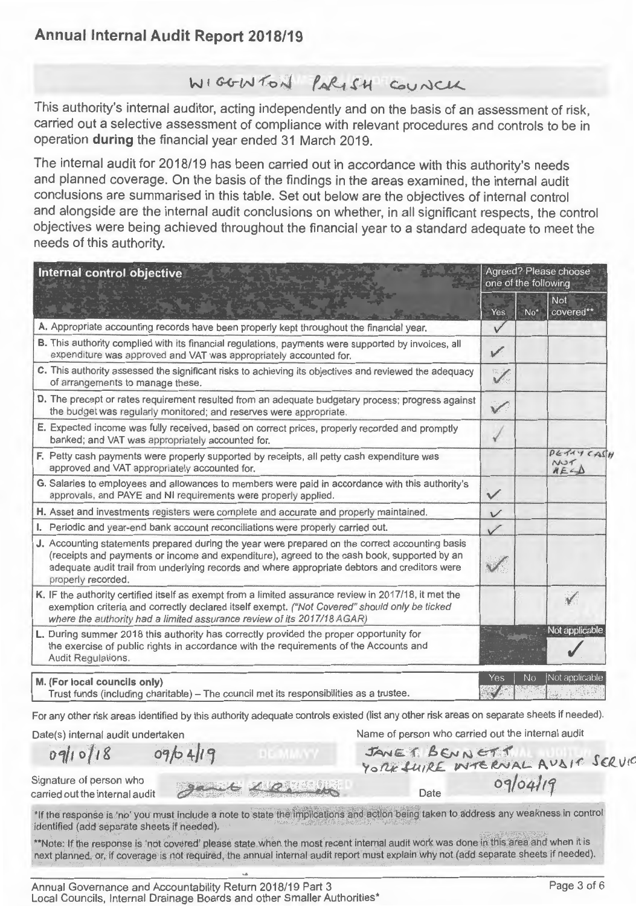## Annual Internal Audit Report 2018/19

WIGGINTON PARISH COUNCIL

This authority's internal auditor, acting independently and on the basis of an assessment of risk, carried out a selective assessment of compliance with relevant procedures and controls to be in operation **during** the financial year ended 31 March 2019.

The internal audit for 2018/19 has been carried out in accordance with this authority's needs and planned coverage. On the basis of the findings in the areas examined, the internal audit conclusions are summarised in this table. Set out below are the objectives of internal control and alongside are the internal audit conclusions on whether, in all significant respects, the control objectives were being achieved throughout the financial year to a standard adequate to meet the needs of this authority.

| Internal control objective | Agreed? Please choose one of the following | | |
|---|---|---|---|
| | Yes | No* | Not covered** |
| A. Appropriate accounting records have been properly kept throughout the financial year. | ✓ | | |
| B. This authority complied with its financial regulations, payments were supported by invoices, all expenditure was approved and VAT was appropriately accounted for. | ✓ | | |
| C. This authority assessed the significant risks to achieving its objectives and reviewed the adequacy of arrangements to manage these. | ✓ | | |
| D. The precept or rates requirement resulted from an adequate budgetary process; progress against the budget was regularly monitored; and reserves were appropriate. | ✓ | | |
| E. Expected income was fully received, based on correct prices, properly recorded and promptly banked; and VAT was appropriately accounted for. | ✓ | | |
| F. Petty cash payments were properly supported by receipts, all petty cash expenditure was approved and VAT appropriately accounted for. | | | PETTY CASH NOT HELD |
| G. Salaries to employees and allowances to members were paid in accordance with this authority's approvals, and PAYE and NI requirements were properly applied. | ✓ | | |
| H. Asset and investments registers were complete and accurate and properly maintained. | ✓ | | |
| I. Periodic and year-end bank account reconciliations were properly carried out. | ✓ | | |
| J. Accounting statements prepared during the year were prepared on the correct accounting basis (receipts and payments or income and expenditure), agreed to the cash book, supported by an adequate audit trail from underlying records and where appropriate debtors and creditors were properly recorded. | ✓ | | |
| K. IF the authority certified itself as exempt from a limited assurance review in 2017/18, it met the exemption criteria and correctly declared itself exempt. *("Not Covered" should only be ticked where the authority had a limited assurance review of its 2017/18 AGAR)* | | | ✓ |
| L. During summer 2018 this authority has correctly provided the proper opportunity for the exercise of public rights in accordance with the requirements of the Accounts and Audit Regulations. | | | Not applicable ✓ |

| M. (For local councils only) | Yes | No | Not applicable |
|---|---|---|---|
| Trust funds (including charitable) – The council met its responsibilities as a trustee. | ✓ | | |

For any other risk areas identified by this authority adequate controls existed (list any other risk areas on separate sheets if needed).

Date(s) internal audit undertaken: 09/10/18 09/04/19

Name of person who carried out the internal audit: JANET BENNETT YORKSHIRE INTERNAL AUDIT SERVICE

Signature of person who carried out the internal audit: [signature]

Date: 09/04/19

*If the response is 'no' you must include a note to state the implications and action being taken to address any weakness in control identified (add separate sheets if needed).

**Note: If the response is 'not covered' please state when the most recent internal audit work was done in this area and when it is next planned, or, if coverage is not required, the annual internal audit report must explain why not (add separate sheets if needed).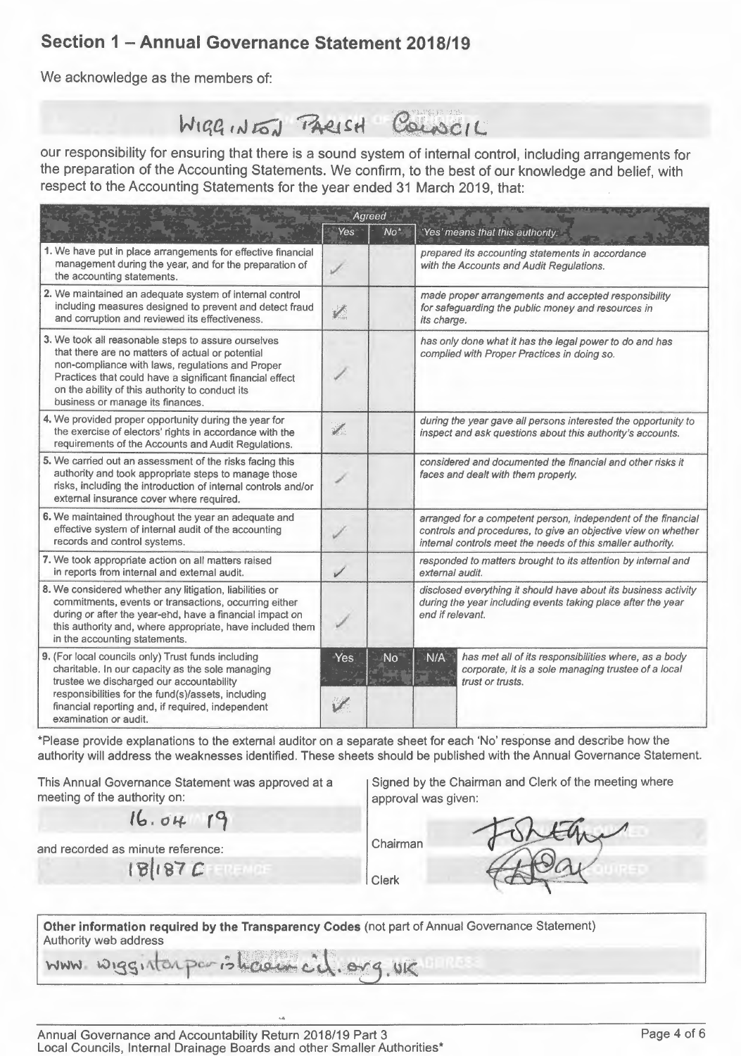## Section 1 – Annual Governance Statement 2018/19

We acknowledge as the members of:

WIGGINTON PARISH COUNCIL

our responsibility for ensuring that there is a sound system of internal control, including arrangements for the preparation of the Accounting Statements. We confirm, to the best of our knowledge and belief, with respect to the Accounting Statements for the year ended 31 March 2019, that:

| | Agreed | | |
|---|---|---|---|
| | Yes | No* | 'Yes' means that this authority: |
| 1. We have put in place arrangements for effective financial management during the year, and for the preparation of the accounting statements. | ✓ | | *prepared its accounting statements in accordance with the Accounts and Audit Regulations.* |
| 2. We maintained an adequate system of internal control including measures designed to prevent and detect fraud and corruption and reviewed its effectiveness. | ✓ | | *made proper arrangements and accepted responsibility for safeguarding the public money and resources in its charge.* |
| 3. We took all reasonable steps to assure ourselves that there are no matters of actual or potential non-compliance with laws, regulations and Proper Practices that could have a significant financial effect on the ability of this authority to conduct its business or manage its finances. | ✓ | | *has only done what it has the legal power to do and has complied with Proper Practices in doing so.* |
| 4. We provided proper opportunity during the year for the exercise of electors' rights in accordance with the requirements of the Accounts and Audit Regulations. | ✓ | | *during the year gave all persons interested the opportunity to inspect and ask questions about this authority's accounts.* |
| 5. We carried out an assessment of the risks facing this authority and took appropriate steps to manage those risks, including the introduction of internal controls and/or external insurance cover where required. | ✓ | | *considered and documented the financial and other risks it faces and dealt with them properly.* |
| 6. We maintained throughout the year an adequate and effective system of internal audit of the accounting records and control systems. | ✓ | | *arranged for a competent person, independent of the financial controls and procedures, to give an objective view on whether internal controls meet the needs of this smaller authority.* |
| 7. We took appropriate action on all matters raised in reports from internal and external audit. | ✓ | | *responded to matters brought to its attention by internal and external audit.* |
| 8. We considered whether any litigation, liabilities or commitments, events or transactions, occurring either during or after the year-end, have a financial impact on this authority and, where appropriate, have included them in the accounting statements. | ✓ | | *disclosed everything it should have about its business activity during the year including events taking place after the year end if relevant.* |

| | Yes | No | N/A | |
|---|---|---|---|---|
| 9. (For local councils only) Trust funds including charitable. In our capacity as the sole managing trustee we discharged our accountability responsibilities for the fund(s)/assets, including financial reporting and, if required, independent examination or audit. | ✓ | | | *has met all of its responsibilities where, as a body corporate, it is a sole managing trustee of a local trust or trusts.* |

*Please provide explanations to the external auditor on a separate sheet for each 'No' response and describe how the authority will address the weaknesses identified. These sheets should be published with the Annual Governance Statement.

This Annual Governance Statement was approved at a meeting of the authority on:

16.04.19

and recorded as minute reference:

18/187 C

Signed by the Chairman and Clerk of the meeting where approval was given:

Chairman [signature]

Clerk [signature]

**Other information required by the Transparency Codes** (not part of Annual Governance Statement)

Authority web address

www.wiggintonparishcouncil.org.uk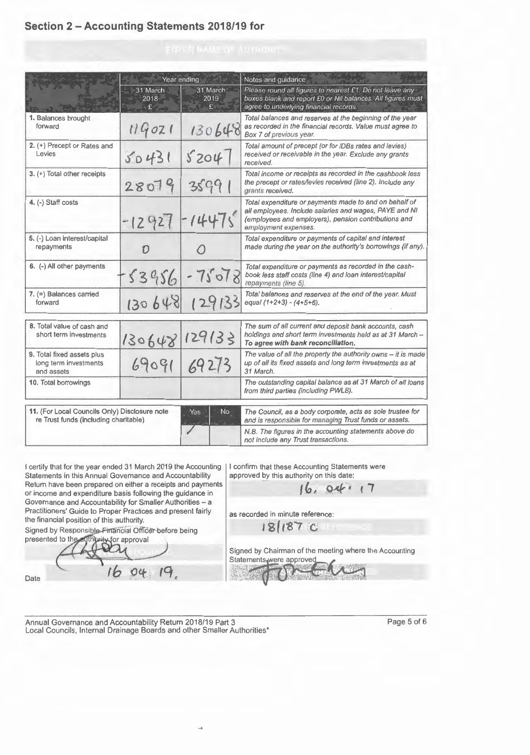## Section 2 – Accounting Statements 2018/19 for

ENTER NAME OF AUTHORITY

| | Year ending | | Notes and guidance |
|---|---|---|---|
| | 31 March 2018 £ | 31 March 2019 £ | *Please round all figures to nearest £1. Do not leave any boxes blank and report £0 or Nil balances. All figures must agree to underlying financial records.* |
| 1. Balances brought forward | 119021 | 130648 | *Total balances and reserves at the beginning of the year as recorded in the financial records. Value must agree to Box 7 of previous year.* |
| 2. (+) Precept or Rates and Levies | 50431 | 52047 | *Total amount of precept (or for IDBs rates and levies) received or receivable in the year. Exclude any grants received.* |
| 3. (+) Total other receipts | 28079 | 35991 | *Total income or receipts as recorded in the cashbook less the precept or rates/levies received (line 2). Include any grants received.* |
| 4. (-) Staff costs | -12927 | -14475 | *Total expenditure or payments made to and on behalf of all employees. Include salaries and wages, PAYE and NI (employees and employers), pension contributions and employment expenses.* |
| 5. (-) Loan interest/capital repayments | 0 | 0 | *Total expenditure or payments of capital and interest made during the year on the authority's borrowings (if any).* |
| 6. (-) All other payments | -53956 | -75078 | *Total expenditure or payments as recorded in the cash-book less staff costs (line 4) and loan interest/capital repayments (line 5).* |
| 7. (=) Balances carried forward | 130648 | 129133 | *Total balances and reserves at the end of the year. Must equal (1+2+3) - (4+5+6).* |
| 8. Total value of cash and short term investments | 130648 | 129133 | *The sum of all current and deposit bank accounts, cash holdings and short term investments held as at 31 March – To agree with bank reconciliation.* |
| 9. Total fixed assets plus long term investments and assets | 69091 | 69273 | *The value of all the property the authority owns – it is made up of all its fixed assets and long term investments as at 31 March.* |
| 10. Total borrowings | | | *The outstanding capital balance as at 31 March of all loans from third parties (including PWLB).* |

| 11. (For Local Councils Only) Disclosure note re Trust funds (including charitable) | Yes | No | *The Council, as a body corporate, acts as sole trustee for and is responsible for managing Trust funds or assets.* |
|---|---|---|---|
| | ✓ | | *N.B. The figures in the accounting statements above do not include any Trust transactions.* |

I certify that for the year ended 31 March 2019 the Accounting Statements in this Annual Governance and Accountability Return have been prepared on either a receipts and payments or income and expenditure basis following the guidance in Governance and Accountability for Smaller Authorities – a Practitioners' Guide to Proper Practices and present fairly the financial position of this authority.

Signed by Responsible Financial Officer before being presented to the authority for approval

[Signature]

Date 16 04 19.

I confirm that these Accounting Statements were approved by this authority on this date:

16. 04. 17

as recorded in minute reference:

18/187 C

Signed by Chairman of the meeting where the Accounting Statements were approved

[Signature]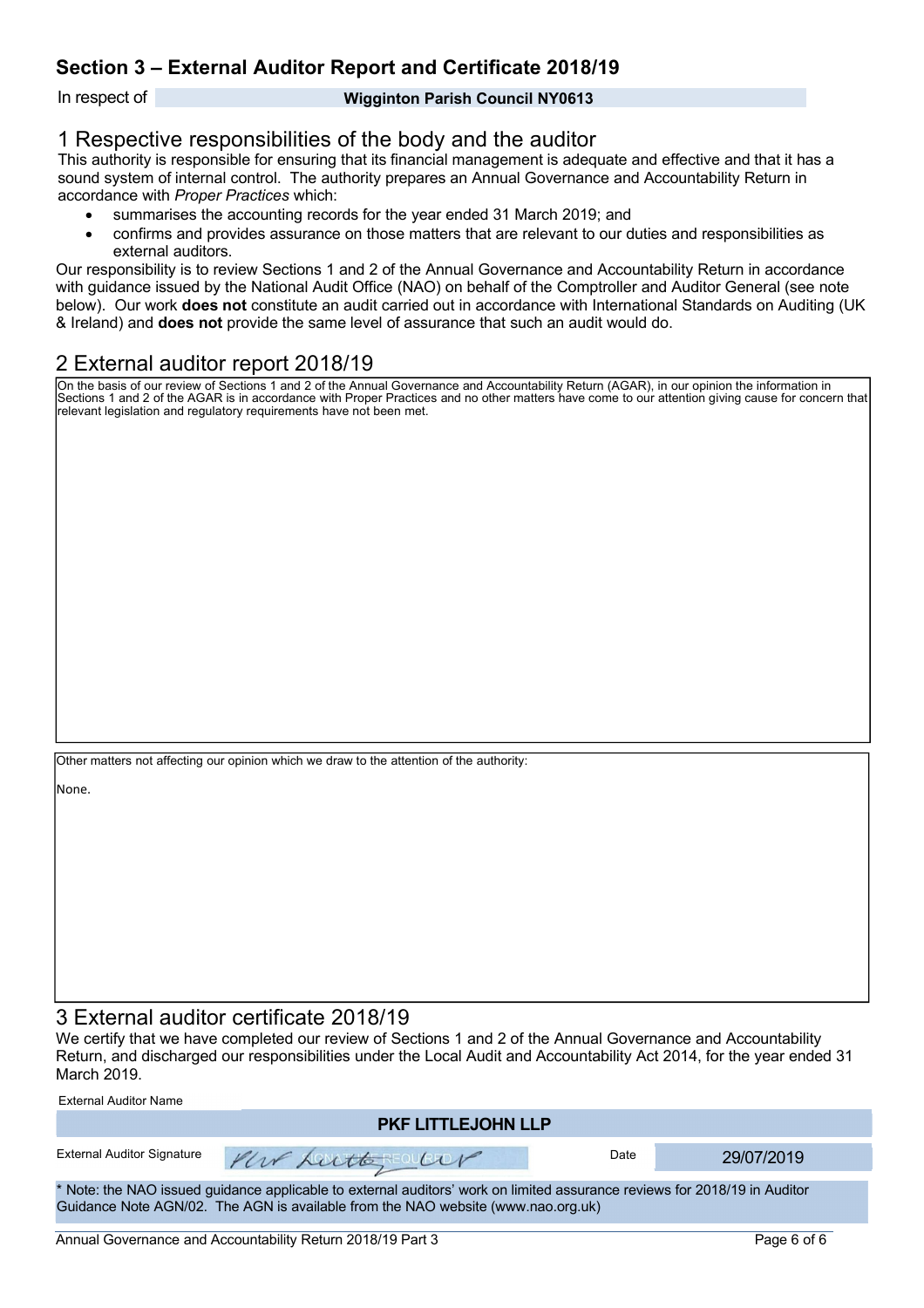## Section 3 – External Auditor Report and Certificate 2018/19

In respect of **Wigginton Parish Council NY0613**

### 1 Respective responsibilities of the body and the auditor

This authority is responsible for ensuring that its financial management is adequate and effective and that it has a sound system of internal control. The authority prepares an Annual Governance and Accountability Return in accordance with *Proper Practices* which:

- summarises the accounting records for the year ended 31 March 2019; and
- confirms and provides assurance on those matters that are relevant to our duties and responsibilities as external auditors.

Our responsibility is to review Sections 1 and 2 of the Annual Governance and Accountability Return in accordance with guidance issued by the National Audit Office (NAO) on behalf of the Comptroller and Auditor General (see note below). Our work **does not** constitute an audit carried out in accordance with International Standards on Auditing (UK & Ireland) and **does not** provide the same level of assurance that such an audit would do.

### 2 External auditor report 2018/19

On the basis of our review of Sections 1 and 2 of the Annual Governance and Accountability Return (AGAR), in our opinion the information in Sections 1 and 2 of the AGAR is in accordance with Proper Practices and no other matters have come to our attention giving cause for concern that relevant legislation and regulatory requirements have not been met.

Other matters not affecting our opinion which we draw to the attention of the authority:

None.

### 3 External auditor certificate 2018/19

We certify that we have completed our review of Sections 1 and 2 of the Annual Governance and Accountability Return, and discharged our responsibilities under the Local Audit and Accountability Act 2014, for the year ended 31 March 2019.

| | | | |
|---|---|---|---|
| External Auditor Name | **PKF LITTLEJOHN LLP** | | |
| External Auditor Signature | PKF Littlejohn LLP | Date | 29/07/2019 |

* Note: the NAO issued guidance applicable to external auditors' work on limited assurance reviews for 2018/19 in Auditor Guidance Note AGN/02. The AGN is available from the NAO website (www.nao.org.uk)